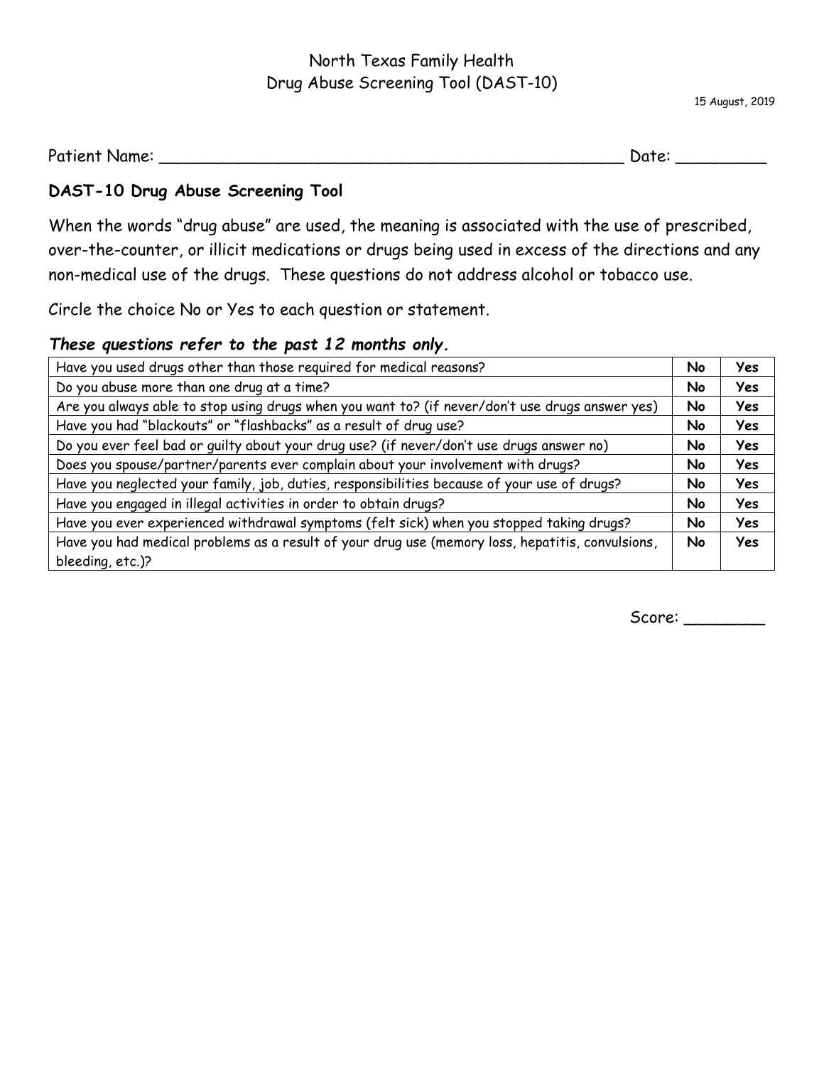North Texas Family Health
Drug Abuse Screening Tool (DAST-10)

15 August, 2019

Patient Name: ______________________________________________ Date: _________

## DAST-10 Drug Abuse Screening Tool

When the words "drug abuse" are used, the meaning is associated with the use of prescribed, over-the-counter, or illicit medications or drugs being used in excess of the directions and any non-medical use of the drugs. These questions do not address alcohol or tobacco use.

Circle the choice No or Yes to each question or statement.

***These questions refer to the past 12 months only.***

| Question | | |
|---|---|---|
| Have you used drugs other than those required for medical reasons? | **No** | **Yes** |
| Do you abuse more than one drug at a time? | **No** | **Yes** |
| Are you always able to stop using drugs when you want to? (if never/don't use drugs answer yes) | **No** | **Yes** |
| Have you had "blackouts" or "flashbacks" as a result of drug use? | **No** | **Yes** |
| Do you ever feel bad or guilty about your drug use? (if never/don't use drugs answer no) | **No** | **Yes** |
| Does you spouse/partner/parents ever complain about your involvement with drugs? | **No** | **Yes** |
| Have you neglected your family, job, duties, responsibilities because of your use of drugs? | **No** | **Yes** |
| Have you engaged in illegal activities in order to obtain drugs? | **No** | **Yes** |
| Have you ever experienced withdrawal symptoms (felt sick) when you stopped taking drugs? | **No** | **Yes** |
| Have you had medical problems as a result of your drug use (memory loss, hepatitis, convulsions, bleeding, etc.)? | **No** | **Yes** |

Score: ________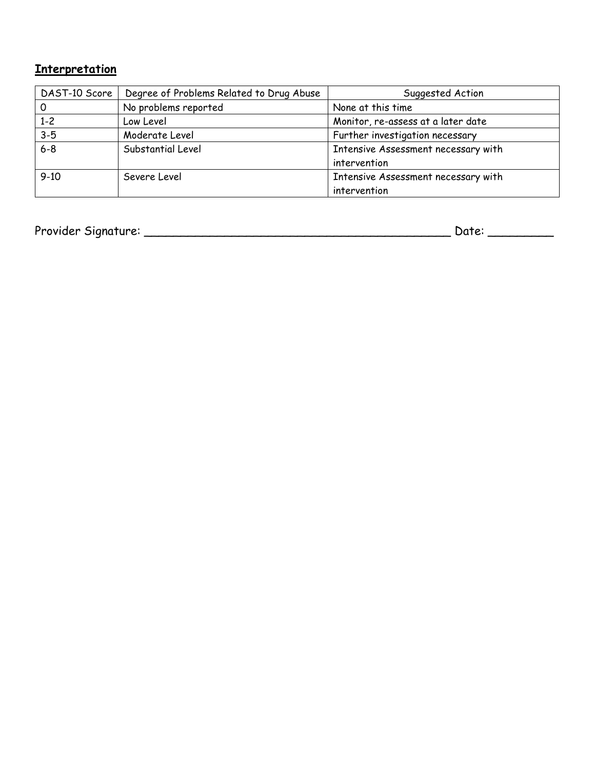## **Interpretation**

| DAST-10 Score | Degree of Problems Related to Drug Abuse | Suggested Action |
|---|---|---|
| 0 | No problems reported | None at this time |
| 1-2 | Low Level | Monitor, re-assess at a later date |
| 3-5 | Moderate Level | Further investigation necessary |
| 6-8 | Substantial Level | Intensive Assessment necessary with intervention |
| 9-10 | Severe Level | Intensive Assessment necessary with intervention |

Provider Signature: ____________________________________________ Date: _________